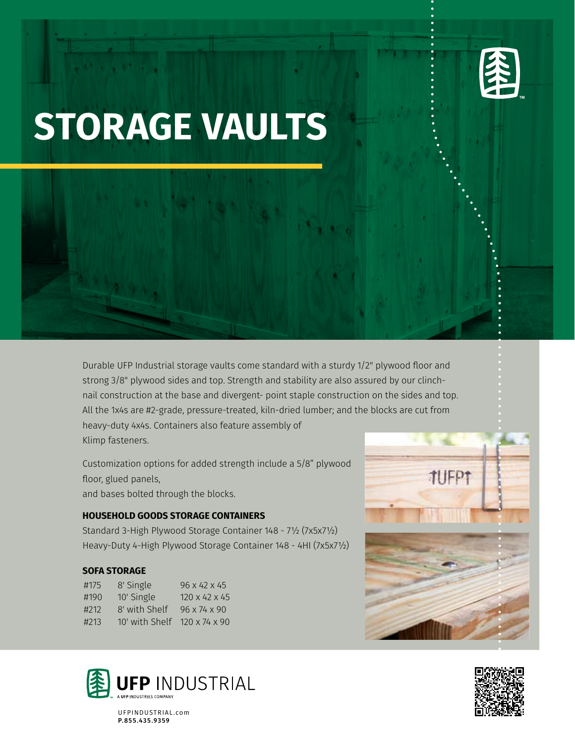# STORAGE VAULTS

Durable UFP Industrial storage vaults come standard with a sturdy 1/2" plywood floor and strong 3/8" plywood sides and top. Strength and stability are also assured by our clinch-nail construction at the base and divergent- point staple construction on the sides and top. All the 1x4s are #2-grade, pressure-treated, kiln-dried lumber; and the blocks are cut from heavy-duty 4x4s. Containers also feature assembly of Klimp fasteners.

Customization options for added strength include a 5/8" plywood floor, glued panels, and bases bolted through the blocks.

**HOUSEHOLD GOODS STORAGE CONTAINERS**

Standard 3-High Plywood Storage Container 148 - 7½ (7x5x7½)
Heavy-Duty 4-High Plywood Storage Container 148 - 4HI (7x5x7½)

**SOFA STORAGE**

| | | |
|---|---|---|
| #175 | 8' Single | 96 x 42 x 45 |
| #190 | 10' Single | 120 x 42 x 45 |
| #212 | 8' with Shelf | 96 x 74 x 90 |
| #213 | 10' with Shelf | 120 x 74 x 90 |

**UFP** INDUSTRIAL
A UFP INDUSTRIES COMPANY

UFPINDUSTRIAL.com
P.855.435.9359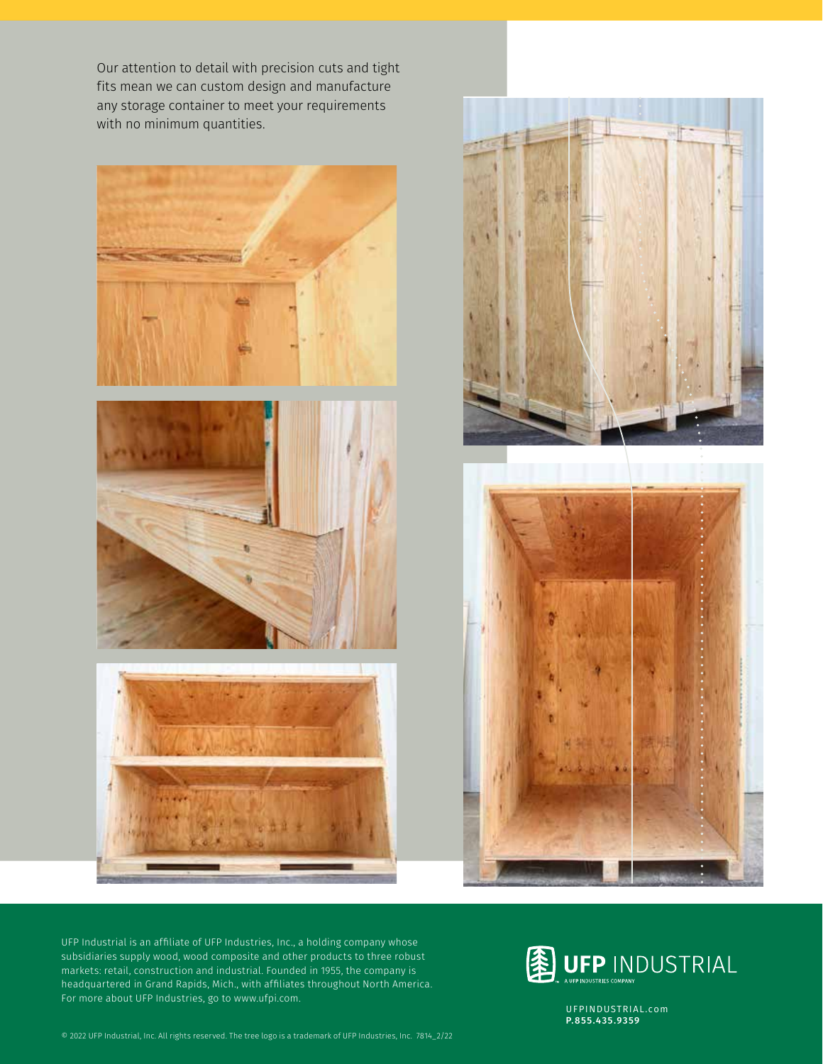Our attention to detail with precision cuts and tight fits mean we can custom design and manufacture any storage container to meet your requirements with no minimum quantities.

UFP Industrial is an affiliate of UFP Industries, Inc., a holding company whose subsidiaries supply wood, wood composite and other products to three robust markets: retail, construction and industrial. Founded in 1955, the company is headquartered in Grand Rapids, Mich., with affiliates throughout North America. For more about UFP Industries, go to www.ufpi.com.

**UFP** INDUSTRIAL

A UFP INDUSTRIES COMPANY

UFPINDUSTRIAL.com

**P.855.435.9359**

© 2022 UFP Industrial, Inc. All rights reserved. The tree logo is a trademark of UFP Industries, Inc. 7814_2/22